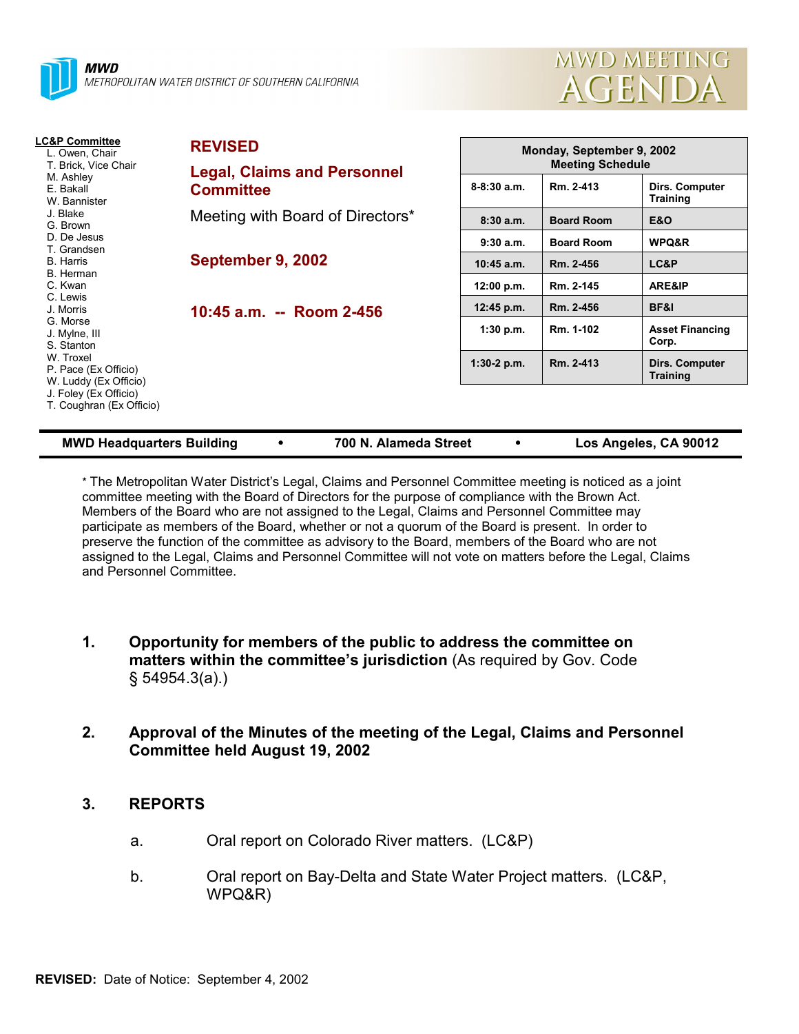MWD
METROPOLITAN WATER DISTRICT OF SOUTHERN CALIFORNIA

# MWD MEETING AGENDA

**LC&P Committee**
- L. Owen, Chair
- T. Brick, Vice Chair
- M. Ashley
- E. Bakall
- W. Bannister
- J. Blake
- G. Brown
- D. De Jesus
- T. Grandsen
- B. Harris
- B. Herman
- C. Kwan
- C. Lewis
- J. Morris
- G. Morse
- J. Mylne, III
- S. Stanton
- W. Troxel
- P. Pace (Ex Officio)
- W. Luddy (Ex Officio)
- J. Foley (Ex Officio)
- T. Coughran (Ex Officio)

**REVISED**

**Legal, Claims and Personnel Committee**

Meeting with Board of Directors*

**September 9, 2002**

**10:45 a.m. -- Room 2-456**

| Monday, September 9, 2002 Meeting Schedule | | |
|---|---|---|
| 8-8:30 a.m. | Rm. 2-413 | Dirs. Computer Training |
| 8:30 a.m. | Board Room | E&O |
| 9:30 a.m. | Board Room | WPQ&R |
| 10:45 a.m. | Rm. 2-456 | LC&P |
| 12:00 p.m. | Rm. 2-145 | ARE&IP |
| 12:45 p.m. | Rm. 2-456 | BF&I |
| 1:30 p.m. | Rm. 1-102 | Asset Financing Corp. |
| 1:30-2 p.m. | Rm. 2-413 | Dirs. Computer Training |

**MWD Headquarters Building • 700 N. Alameda Street • Los Angeles, CA 90012**

* The Metropolitan Water District's Legal, Claims and Personnel Committee meeting is noticed as a joint committee meeting with the Board of Directors for the purpose of compliance with the Brown Act. Members of the Board who are not assigned to the Legal, Claims and Personnel Committee may participate as members of the Board, whether or not a quorum of the Board is present. In order to preserve the function of the committee as advisory to the Board, members of the Board who are not assigned to the Legal, Claims and Personnel Committee will not vote on matters before the Legal, Claims and Personnel Committee.

1. **Opportunity for members of the public to address the committee on matters within the committee's jurisdiction** (As required by Gov. Code § 54954.3(a).)

2. **Approval of the Minutes of the meeting of the Legal, Claims and Personnel Committee held August 19, 2002**

3. **REPORTS**

   a. Oral report on Colorado River matters. (LC&P)

   b. Oral report on Bay-Delta and State Water Project matters. (LC&P, WPQ&R)

**REVISED:** Date of Notice: September 4, 2002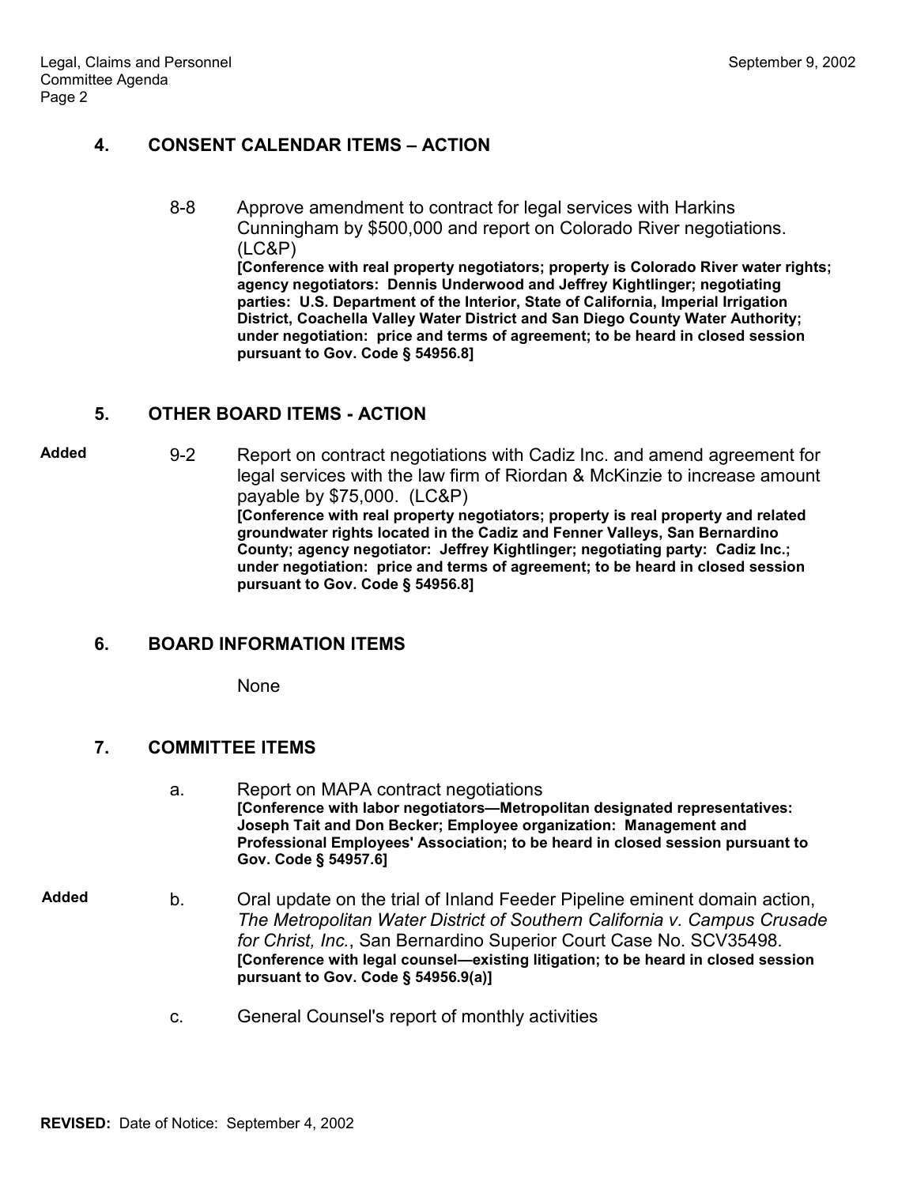## 4. CONSENT CALENDAR ITEMS – ACTION

8-8 Approve amendment to contract for legal services with Harkins Cunningham by $500,000 and report on Colorado River negotiations. (LC&P)
**[Conference with real property negotiators; property is Colorado River water rights; agency negotiators: Dennis Underwood and Jeffrey Kightlinger; negotiating parties: U.S. Department of the Interior, State of California, Imperial Irrigation District, Coachella Valley Water District and San Diego County Water Authority; under negotiation: price and terms of agreement; to be heard in closed session pursuant to Gov. Code § 54956.8]**

## 5. OTHER BOARD ITEMS - ACTION

**Added** 9-2 Report on contract negotiations with Cadiz Inc. and amend agreement for legal services with the law firm of Riordan & McKinzie to increase amount payable by $75,000. (LC&P)
**[Conference with real property negotiators; property is real property and related groundwater rights located in the Cadiz and Fenner Valleys, San Bernardino County; agency negotiator: Jeffrey Kightlinger; negotiating party: Cadiz Inc.; under negotiation: price and terms of agreement; to be heard in closed session pursuant to Gov. Code § 54956.8]**

## 6. BOARD INFORMATION ITEMS

None

## 7. COMMITTEE ITEMS

a. Report on MAPA contract negotiations
**[Conference with labor negotiators—Metropolitan designated representatives: Joseph Tait and Don Becker; Employee organization: Management and Professional Employees' Association; to be heard in closed session pursuant to Gov. Code § 54957.6]**

**Added** b. Oral update on the trial of Inland Feeder Pipeline eminent domain action, *The Metropolitan Water District of Southern California v. Campus Crusade for Christ, Inc.*, San Bernardino Superior Court Case No. SCV35498.
**[Conference with legal counsel—existing litigation; to be heard in closed session pursuant to Gov. Code § 54956.9(a)]**

c. General Counsel's report of monthly activities

**REVISED:** Date of Notice: September 4, 2002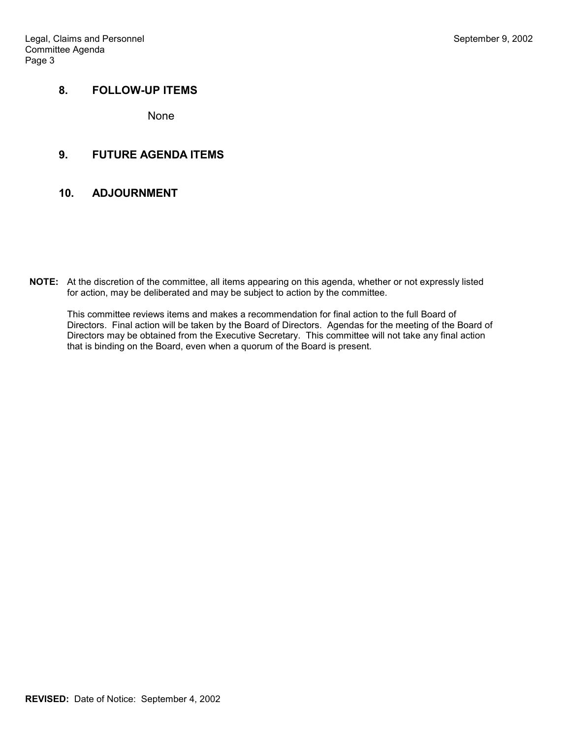## 8. FOLLOW-UP ITEMS

None

## 9. FUTURE AGENDA ITEMS

## 10. ADJOURNMENT

**NOTE:** At the discretion of the committee, all items appearing on this agenda, whether or not expressly listed for action, may be deliberated and may be subject to action by the committee.

This committee reviews items and makes a recommendation for final action to the full Board of Directors. Final action will be taken by the Board of Directors. Agendas for the meeting of the Board of Directors may be obtained from the Executive Secretary. This committee will not take any final action that is binding on the Board, even when a quorum of the Board is present.

**REVISED:** Date of Notice: September 4, 2002